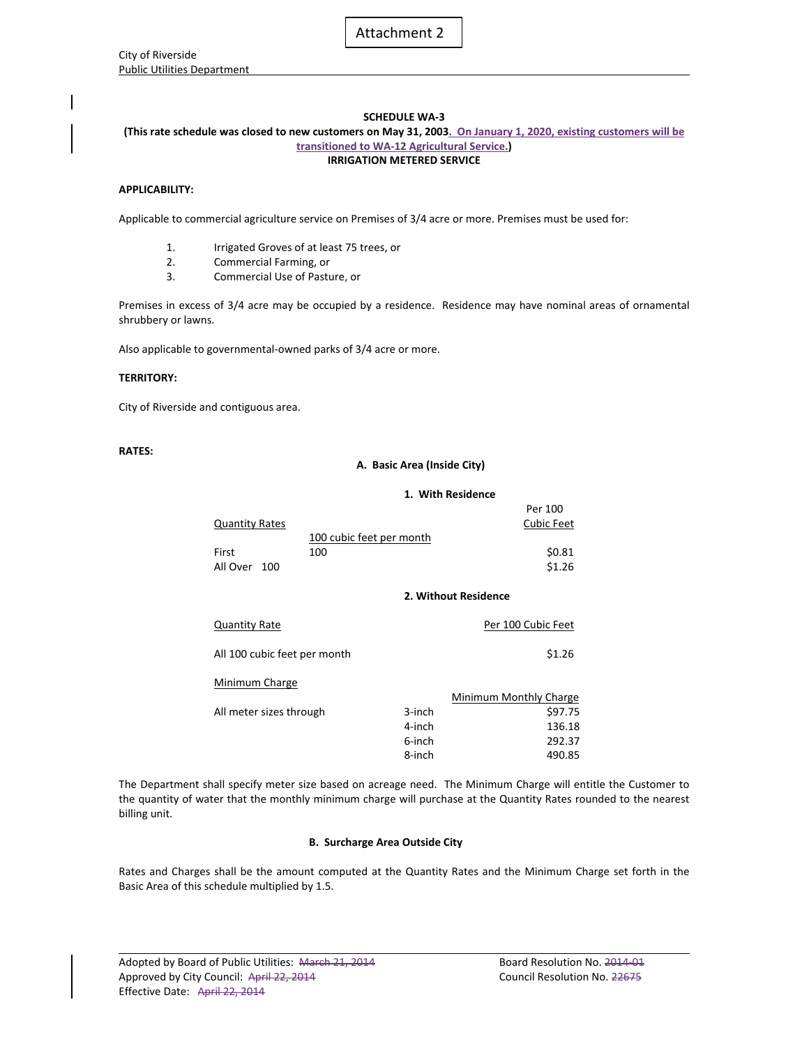Attachment 2

City of Riverside
Public Utilities Department

**SCHEDULE WA-3**

**(This rate schedule was closed to new customers on May 31, 2003. On January 1, 2020, existing customers will be transitioned to WA-12 Agricultural Service.)**

**IRRIGATION METERED SERVICE**

**APPLICABILITY:**

Applicable to commercial agriculture service on Premises of 3/4 acre or more. Premises must be used for:

1. Irrigated Groves of at least 75 trees, or
2. Commercial Farming, or
3. Commercial Use of Pasture, or

Premises in excess of 3/4 acre may be occupied by a residence. Residence may have nominal areas of ornamental shrubbery or lawns.

Also applicable to governmental-owned parks of 3/4 acre or more.

**TERRITORY:**

City of Riverside and contiguous area.

**RATES:**

**A. Basic Area (Inside City)**

**1. With Residence**

| Quantity Rates | 100 cubic feet per month | Per 100 Cubic Feet |
|---|---|---|
| First | 100 | $0.81 |
| All Over 100 | | $1.26 |

**2. Without Residence**

| Quantity Rate | Per 100 Cubic Feet |
|---|---|
| All 100 cubic feet per month | $1.26 |

Minimum Charge

| | | Minimum Monthly Charge |
|---|---|---|
| All meter sizes through | 3-inch | $97.75 |
| | 4-inch | 136.18 |
| | 6-inch | 292.37 |
| | 8-inch | 490.85 |

The Department shall specify meter size based on acreage need. The Minimum Charge will entitle the Customer to the quantity of water that the monthly minimum charge will purchase at the Quantity Rates rounded to the nearest billing unit.

**B. Surcharge Area Outside City**

Rates and Charges shall be the amount computed at the Quantity Rates and the Minimum Charge set forth in the Basic Area of this schedule multiplied by 1.5.

Adopted by Board of Public Utilities: ~~March 21, 2014~~ Board Resolution No. ~~2014-01~~
Approved by City Council: ~~April 22, 2014~~ Council Resolution No. ~~22675~~
Effective Date: ~~April 22, 2014~~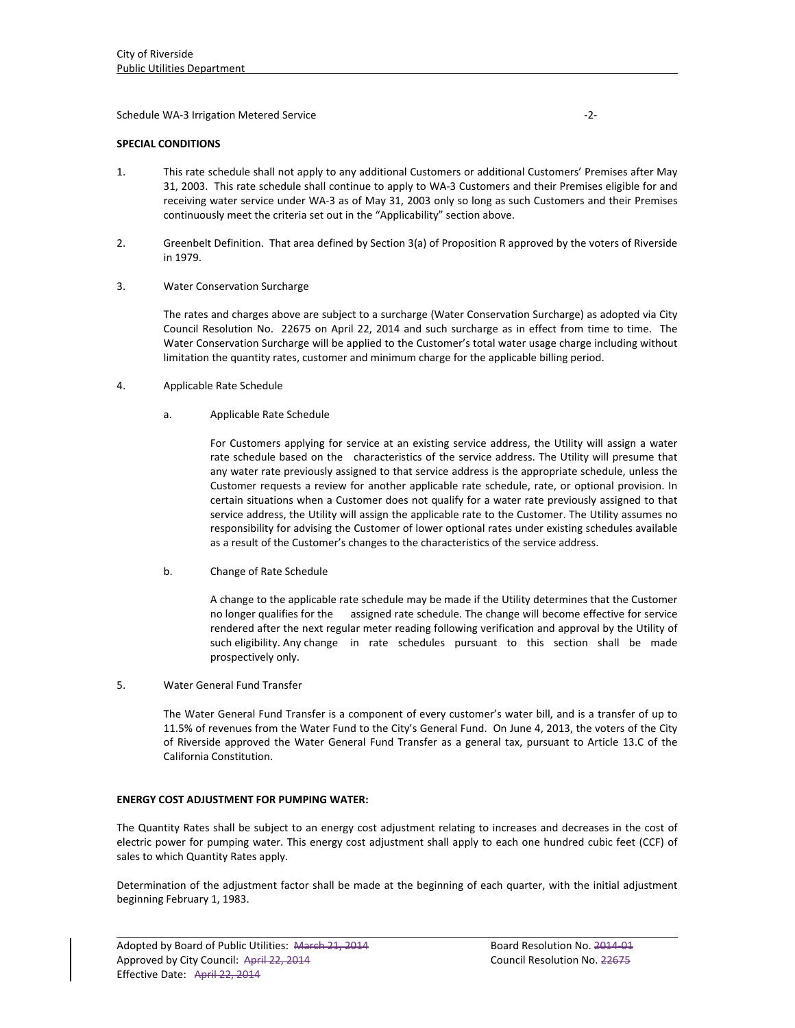Schedule WA-3 Irrigation Metered Service

**SPECIAL CONDITIONS**

1. This rate schedule shall not apply to any additional Customers or additional Customers' Premises after May 31, 2003. This rate schedule shall continue to apply to WA-3 Customers and their Premises eligible for and receiving water service under WA-3 as of May 31, 2003 only so long as such Customers and their Premises continuously meet the criteria set out in the "Applicability" section above.

2. Greenbelt Definition. That area defined by Section 3(a) of Proposition R approved by the voters of Riverside in 1979.

3. Water Conservation Surcharge

   The rates and charges above are subject to a surcharge (Water Conservation Surcharge) as adopted via City Council Resolution No. 22675 on April 22, 2014 and such surcharge as in effect from time to time. The Water Conservation Surcharge will be applied to the Customer's total water usage charge including without limitation the quantity rates, customer and minimum charge for the applicable billing period.

4. Applicable Rate Schedule

   a. Applicable Rate Schedule

      For Customers applying for service at an existing service address, the Utility will assign a water rate schedule based on the characteristics of the service address. The Utility will presume that any water rate previously assigned to that service address is the appropriate schedule, unless the Customer requests a review for another applicable rate schedule, rate, or optional provision. In certain situations when a Customer does not qualify for a water rate previously assigned to that service address, the Utility will assign the applicable rate to the Customer. The Utility assumes no responsibility for advising the Customer of lower optional rates under existing schedules available as a result of the Customer's changes to the characteristics of the service address.

   b. Change of Rate Schedule

      A change to the applicable rate schedule may be made if the Utility determines that the Customer no longer qualifies for the assigned rate schedule. The change will become effective for service rendered after the next regular meter reading following verification and approval by the Utility of such eligibility. Any change in rate schedules pursuant to this section shall be made prospectively only.

5. Water General Fund Transfer

   The Water General Fund Transfer is a component of every customer's water bill, and is a transfer of up to 11.5% of revenues from the Water Fund to the City's General Fund. On June 4, 2013, the voters of the City of Riverside approved the Water General Fund Transfer as a general tax, pursuant to Article 13.C of the California Constitution.

**ENERGY COST ADJUSTMENT FOR PUMPING WATER:**

The Quantity Rates shall be subject to an energy cost adjustment relating to increases and decreases in the cost of electric power for pumping water. This energy cost adjustment shall apply to each one hundred cubic feet (CCF) of sales to which Quantity Rates apply.

Determination of the adjustment factor shall be made at the beginning of each quarter, with the initial adjustment beginning February 1, 1983.

Adopted by Board of Public Utilities: ~~March 21, 2014~~ — Board Resolution No. ~~2014-01~~
Approved by City Council: ~~April 22, 2014~~ — Council Resolution No. ~~22675~~
Effective Date: ~~April 22, 2014~~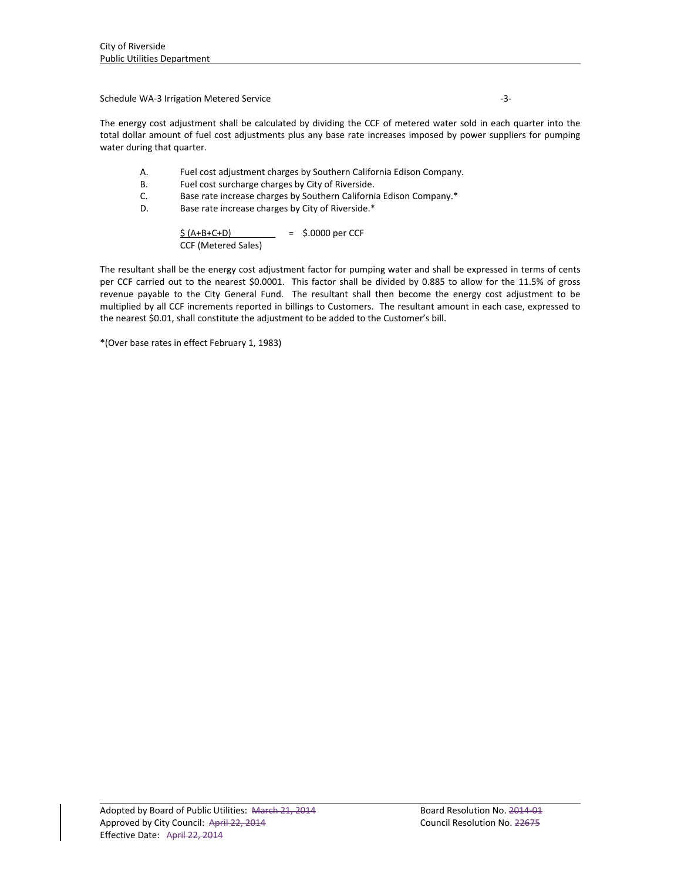Schedule WA-3 Irrigation Metered Service

The energy cost adjustment shall be calculated by dividing the CCF of metered water sold in each quarter into the total dollar amount of fuel cost adjustments plus any base rate increases imposed by power suppliers for pumping water during that quarter.

A. Fuel cost adjustment charges by Southern California Edison Company.
B. Fuel cost surcharge charges by City of Riverside.
C. Base rate increase charges by Southern California Edison Company.*
D. Base rate increase charges by City of Riverside.*

$$\frac{\$\,(A+B+C+D)}{\text{CCF (Metered Sales)}} = \$.0000 \text{ per CCF}$$

The resultant shall be the energy cost adjustment factor for pumping water and shall be expressed in terms of cents per CCF carried out to the nearest $0.0001. This factor shall be divided by 0.885 to allow for the 11.5% of gross revenue payable to the City General Fund. The resultant shall then become the energy cost adjustment to be multiplied by all CCF increments reported in billings to Customers. The resultant amount in each case, expressed to the nearest $0.01, shall constitute the adjustment to be added to the Customer's bill.

*(Over base rates in effect February 1, 1983)

Adopted by Board of Public Utilities: ~~March 21, 2014~~ Board Resolution No. ~~2014-01~~
Approved by City Council: ~~April 22, 2014~~ Council Resolution No. ~~22675~~
Effective Date: ~~April 22, 2014~~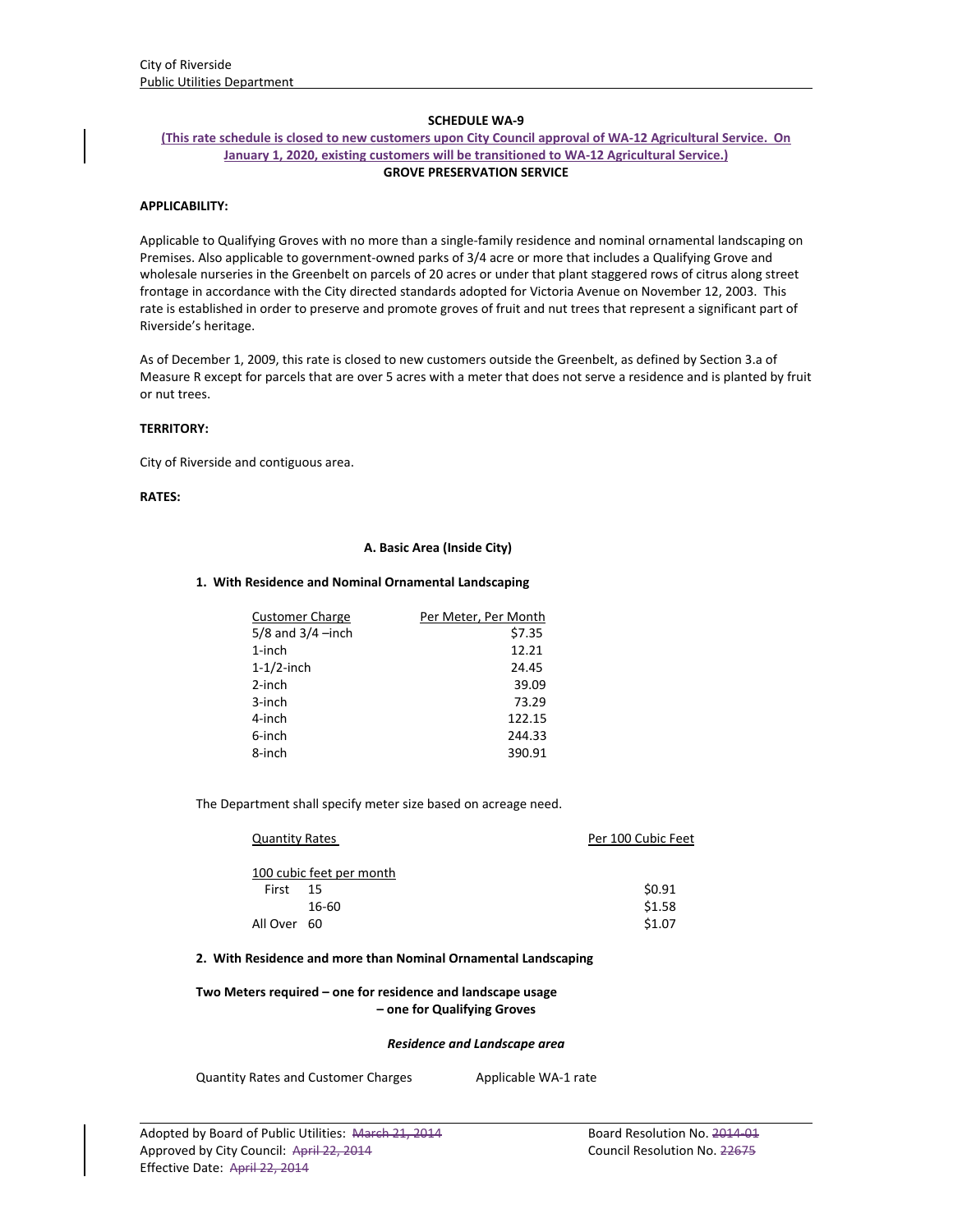City of Riverside
Public Utilities Department

**SCHEDULE WA-9**

**(This rate schedule is closed to new customers upon City Council approval of WA-12 Agricultural Service. On January 1, 2020, existing customers will be transitioned to WA-12 Agricultural Service.)**

**GROVE PRESERVATION SERVICE**

**APPLICABILITY:**

Applicable to Qualifying Groves with no more than a single-family residence and nominal ornamental landscaping on Premises. Also applicable to government-owned parks of 3/4 acre or more that includes a Qualifying Grove and wholesale nurseries in the Greenbelt on parcels of 20 acres or under that plant staggered rows of citrus along street frontage in accordance with the City directed standards adopted for Victoria Avenue on November 12, 2003. This rate is established in order to preserve and promote groves of fruit and nut trees that represent a significant part of Riverside's heritage.

As of December 1, 2009, this rate is closed to new customers outside the Greenbelt, as defined by Section 3.a of Measure R except for parcels that are over 5 acres with a meter that does not serve a residence and is planted by fruit or nut trees.

**TERRITORY:**

City of Riverside and contiguous area.

**RATES:**

**A. Basic Area (Inside City)**

**1. With Residence and Nominal Ornamental Landscaping**

| Customer Charge | Per Meter, Per Month |
|---|---|
| 5/8 and 3/4 –inch | $7.35 |
| 1-inch | 12.21 |
| 1-1/2-inch | 24.45 |
| 2-inch | 39.09 |
| 3-inch | 73.29 |
| 4-inch | 122.15 |
| 6-inch | 244.33 |
| 8-inch | 390.91 |

The Department shall specify meter size based on acreage need.

| Quantity Rates | Per 100 Cubic Feet |
|---|---|
| 100 cubic feet per month | |
| First 15 | $0.91 |
| 16-60 | $1.58 |
| All Over 60 | $1.07 |

**2. With Residence and more than Nominal Ornamental Landscaping**

**Two Meters required – one for residence and landscape usage – one for Qualifying Groves**

***Residence and Landscape area***

Quantity Rates and Customer Charges — Applicable WA-1 rate

Adopted by Board of Public Utilities: ~~March 21, 2014~~ Board Resolution No. ~~2014-01~~
Approved by City Council: ~~April 22, 2014~~ Council Resolution No. ~~22675~~
Effective Date: ~~April 22, 2014~~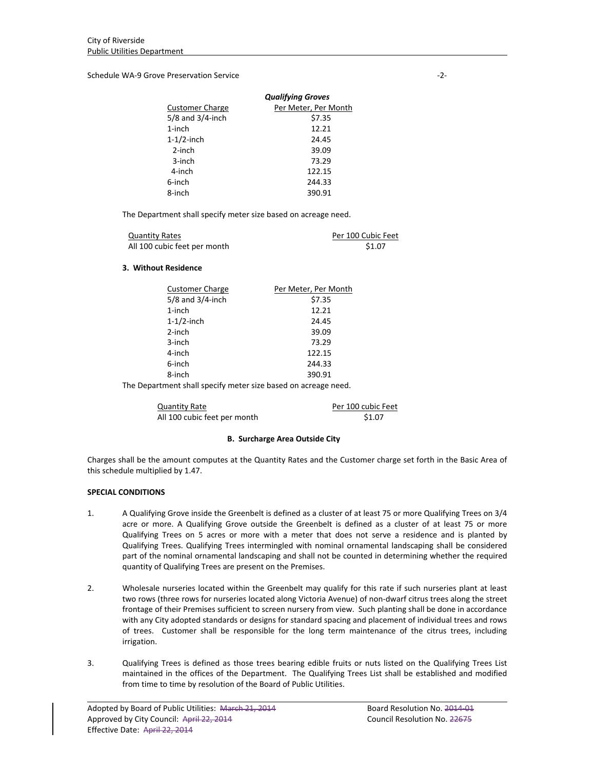*Qualifying Groves*

| Customer Charge | Per Meter, Per Month |
|---|---|
| 5/8 and 3/4-inch | $7.35 |
| 1-inch | 12.21 |
| 1-1/2-inch | 24.45 |
| 2-inch | 39.09 |
| 3-inch | 73.29 |
| 4-inch | 122.15 |
| 6-inch | 244.33 |
| 8-inch | 390.91 |

The Department shall specify meter size based on acreage need.

| Quantity Rates | Per 100 Cubic Feet |
|---|---|
| All 100 cubic feet per month | $1.07 |

**3. Without Residence**

| Customer Charge | Per Meter, Per Month |
|---|---|
| 5/8 and 3/4-inch | $7.35 |
| 1-inch | 12.21 |
| 1-1/2-inch | 24.45 |
| 2-inch | 39.09 |
| 3-inch | 73.29 |
| 4-inch | 122.15 |
| 6-inch | 244.33 |
| 8-inch | 390.91 |

The Department shall specify meter size based on acreage need.

| Quantity Rate | Per 100 cubic Feet |
|---|---|
| All 100 cubic feet per month | $1.07 |

**B. Surcharge Area Outside City**

Charges shall be the amount computes at the Quantity Rates and the Customer charge set forth in the Basic Area of this schedule multiplied by 1.47.

**SPECIAL CONDITIONS**

1. A Qualifying Grove inside the Greenbelt is defined as a cluster of at least 75 or more Qualifying Trees on 3/4 acre or more. A Qualifying Grove outside the Greenbelt is defined as a cluster of at least 75 or more Qualifying Trees on 5 acres or more with a meter that does not serve a residence and is planted by Qualifying Trees. Qualifying Trees intermingled with nominal ornamental landscaping shall be considered part of the nominal ornamental landscaping and shall not be counted in determining whether the required quantity of Qualifying Trees are present on the Premises.

2. Wholesale nurseries located within the Greenbelt may qualify for this rate if such nurseries plant at least two rows (three rows for nurseries located along Victoria Avenue) of non-dwarf citrus trees along the street frontage of their Premises sufficient to screen nursery from view. Such planting shall be done in accordance with any City adopted standards or designs for standard spacing and placement of individual trees and rows of trees. Customer shall be responsible for the long term maintenance of the citrus trees, including irrigation.

3. Qualifying Trees is defined as those trees bearing edible fruits or nuts listed on the Qualifying Trees List maintained in the offices of the Department. The Qualifying Trees List shall be established and modified from time to time by resolution of the Board of Public Utilities.

Adopted by Board of Public Utilities: ~~March 21, 2014~~ Board Resolution No. ~~2014-01~~
Approved by City Council: ~~April 22, 2014~~ Council Resolution No. ~~22675~~
Effective Date: ~~April 22, 2014~~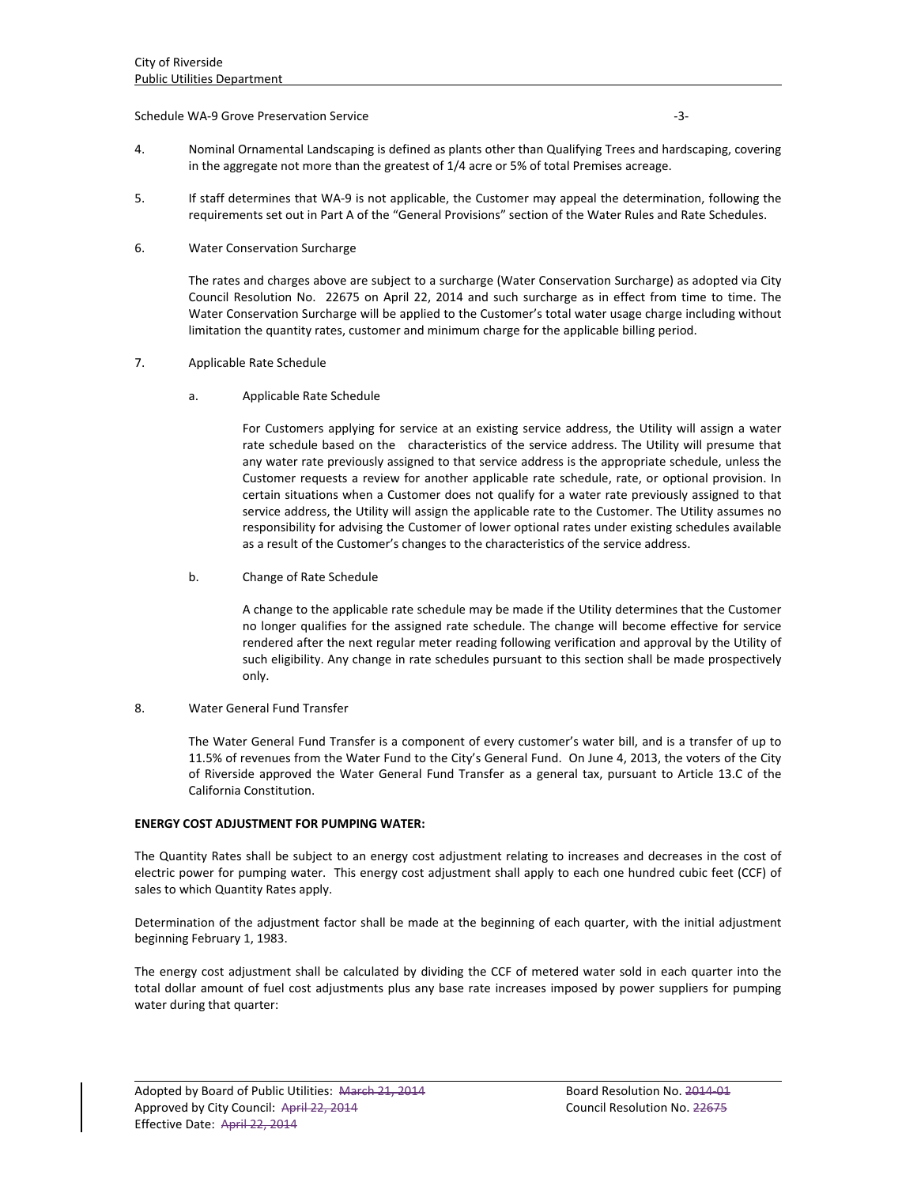Schedule WA-9 Grove Preservation Service

4. Nominal Ornamental Landscaping is defined as plants other than Qualifying Trees and hardscaping, covering in the aggregate not more than the greatest of 1/4 acre or 5% of total Premises acreage.

5. If staff determines that WA-9 is not applicable, the Customer may appeal the determination, following the requirements set out in Part A of the "General Provisions" section of the Water Rules and Rate Schedules.

6. Water Conservation Surcharge

   The rates and charges above are subject to a surcharge (Water Conservation Surcharge) as adopted via City Council Resolution No. 22675 on April 22, 2014 and such surcharge as in effect from time to time. The Water Conservation Surcharge will be applied to the Customer's total water usage charge including without limitation the quantity rates, customer and minimum charge for the applicable billing period.

7. Applicable Rate Schedule

   a. Applicable Rate Schedule

      For Customers applying for service at an existing service address, the Utility will assign a water rate schedule based on the characteristics of the service address. The Utility will presume that any water rate previously assigned to that service address is the appropriate schedule, unless the Customer requests a review for another applicable rate schedule, rate, or optional provision. In certain situations when a Customer does not qualify for a water rate previously assigned to that service address, the Utility will assign the applicable rate to the Customer. The Utility assumes no responsibility for advising the Customer of lower optional rates under existing schedules available as a result of the Customer's changes to the characteristics of the service address.

   b. Change of Rate Schedule

      A change to the applicable rate schedule may be made if the Utility determines that the Customer no longer qualifies for the assigned rate schedule. The change will become effective for service rendered after the next regular meter reading following verification and approval by the Utility of such eligibility. Any change in rate schedules pursuant to this section shall be made prospectively only.

8. Water General Fund Transfer

   The Water General Fund Transfer is a component of every customer's water bill, and is a transfer of up to 11.5% of revenues from the Water Fund to the City's General Fund. On June 4, 2013, the voters of the City of Riverside approved the Water General Fund Transfer as a general tax, pursuant to Article 13.C of the California Constitution.

**ENERGY COST ADJUSTMENT FOR PUMPING WATER:**

The Quantity Rates shall be subject to an energy cost adjustment relating to increases and decreases in the cost of electric power for pumping water. This energy cost adjustment shall apply to each one hundred cubic feet (CCF) of sales to which Quantity Rates apply.

Determination of the adjustment factor shall be made at the beginning of each quarter, with the initial adjustment beginning February 1, 1983.

The energy cost adjustment shall be calculated by dividing the CCF of metered water sold in each quarter into the total dollar amount of fuel cost adjustments plus any base rate increases imposed by power suppliers for pumping water during that quarter:

Adopted by Board of Public Utilities: ~~March 21, 2014~~ Board Resolution No. ~~2014-01~~
Approved by City Council: ~~April 22, 2014~~ Council Resolution No. ~~22675~~
Effective Date: ~~April 22, 2014~~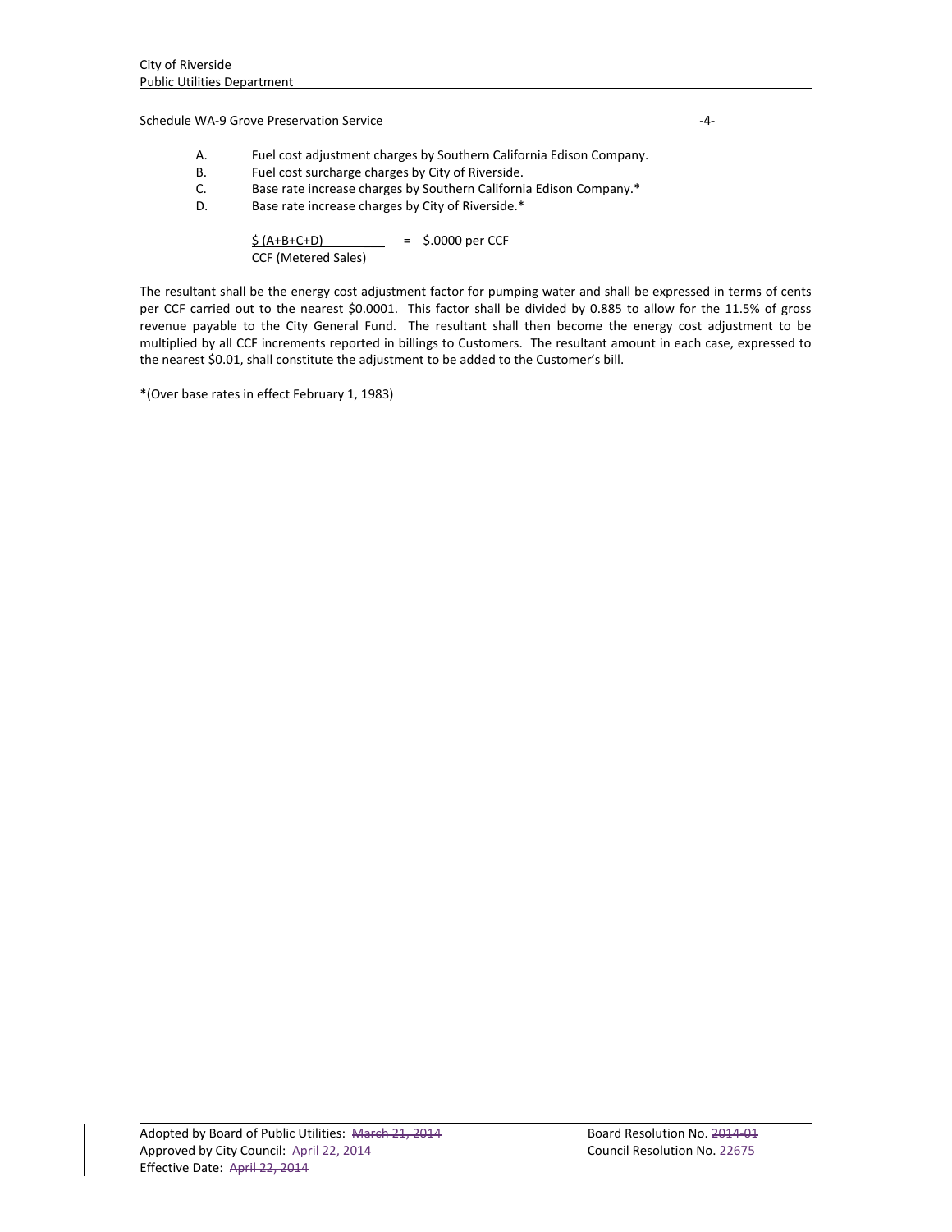A. Fuel cost adjustment charges by Southern California Edison Company.
B. Fuel cost surcharge charges by City of Riverside.
C. Base rate increase charges by Southern California Edison Company.*
D. Base rate increase charges by City of Riverside.*

$$\frac{\$\ (A+B+C+D)}{\text{CCF (Metered Sales)}} = \$.0000 \text{ per CCF}$$

The resultant shall be the energy cost adjustment factor for pumping water and shall be expressed in terms of cents per CCF carried out to the nearest $0.0001. This factor shall be divided by 0.885 to allow for the 11.5% of gross revenue payable to the City General Fund. The resultant shall then become the energy cost adjustment to be multiplied by all CCF increments reported in billings to Customers. The resultant amount in each case, expressed to the nearest $0.01, shall constitute the adjustment to be added to the Customer's bill.

*(Over base rates in effect February 1, 1983)

Adopted by Board of Public Utilities: ~~March 21, 2014~~ | Board Resolution No. ~~2014-01~~
Approved by City Council: ~~April 22, 2014~~ | Council Resolution No. ~~22675~~
Effective Date: ~~April 22, 2014~~